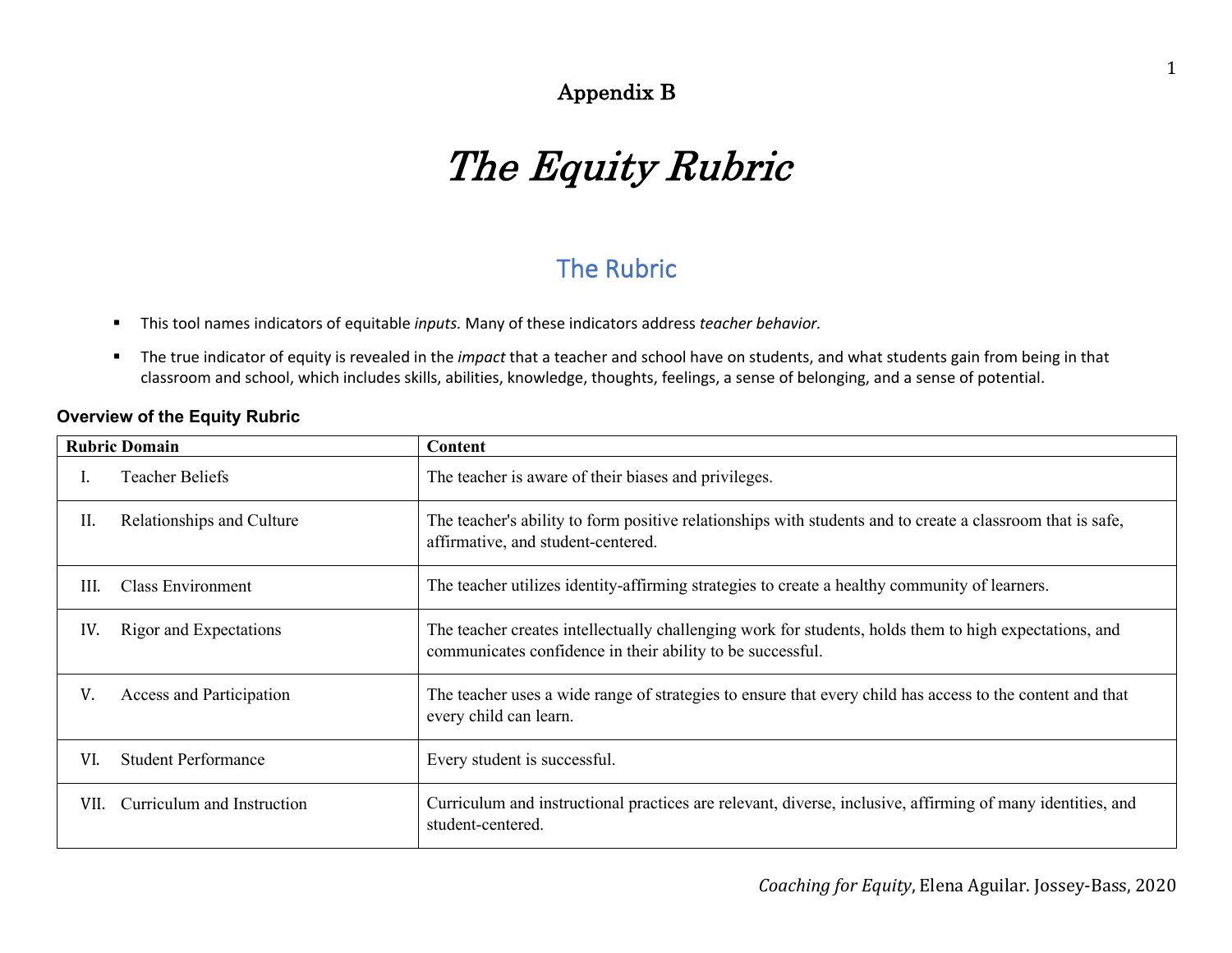## Appendix B

# *The Equity Rubric*

## The Rubric

- This tool names indicators of equitable *inputs.* Many of these indicators address *teacher behavior.*
- The true indicator of equity is revealed in the *impact* that a teacher and school have on students, and what students gain from being in that classroom and school, which includes skills, abilities, knowledge, thoughts, feelings, a sense of belonging, and a sense of potential.

**Overview of the Equity Rubric**

| Rubric Domain | Content |
|---|---|
| I. Teacher Beliefs | The teacher is aware of their biases and privileges. |
| II. Relationships and Culture | The teacher's ability to form positive relationships with students and to create a classroom that is safe, affirmative, and student-centered. |
| III. Class Environment | The teacher utilizes identity-affirming strategies to create a healthy community of learners. |
| IV. Rigor and Expectations | The teacher creates intellectually challenging work for students, holds them to high expectations, and communicates confidence in their ability to be successful. |
| V. Access and Participation | The teacher uses a wide range of strategies to ensure that every child has access to the content and that every child can learn. |
| VI. Student Performance | Every student is successful. |
| VII. Curriculum and Instruction | Curriculum and instructional practices are relevant, diverse, inclusive, affirming of many identities, and student-centered. |

*Coaching for Equity*, Elena Aguilar. Jossey-Bass, 2020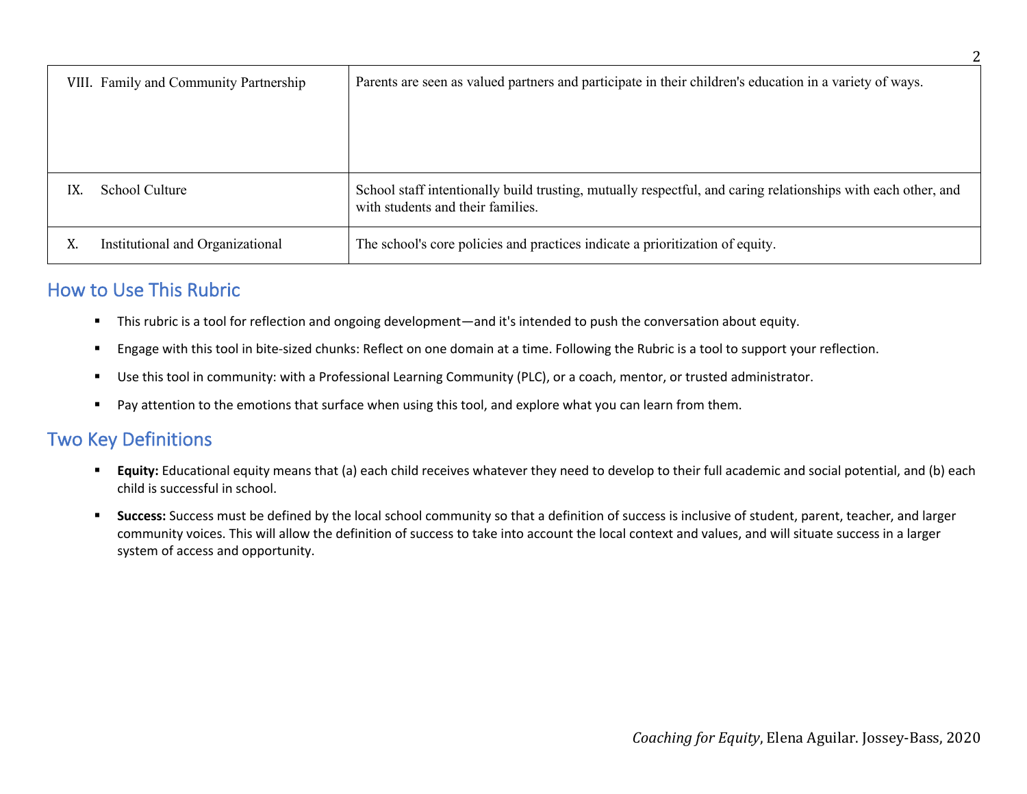| | |
|---|---|
| VIII. Family and Community Partnership | Parents are seen as valued partners and participate in their children's education in a variety of ways. |
| IX. School Culture | School staff intentionally build trusting, mutually respectful, and caring relationships with each other, and with students and their families. |
| X. Institutional and Organizational | The school's core policies and practices indicate a prioritization of equity. |

## How to Use This Rubric

- This rubric is a tool for reflection and ongoing development—and it's intended to push the conversation about equity.
- Engage with this tool in bite-sized chunks: Reflect on one domain at a time. Following the Rubric is a tool to support your reflection.
- Use this tool in community: with a Professional Learning Community (PLC), or a coach, mentor, or trusted administrator.
- Pay attention to the emotions that surface when using this tool, and explore what you can learn from them.

## Two Key Definitions

- **Equity:** Educational equity means that (a) each child receives whatever they need to develop to their full academic and social potential, and (b) each child is successful in school.
- **Success:** Success must be defined by the local school community so that a definition of success is inclusive of student, parent, teacher, and larger community voices. This will allow the definition of success to take into account the local context and values, and will situate success in a larger system of access and opportunity.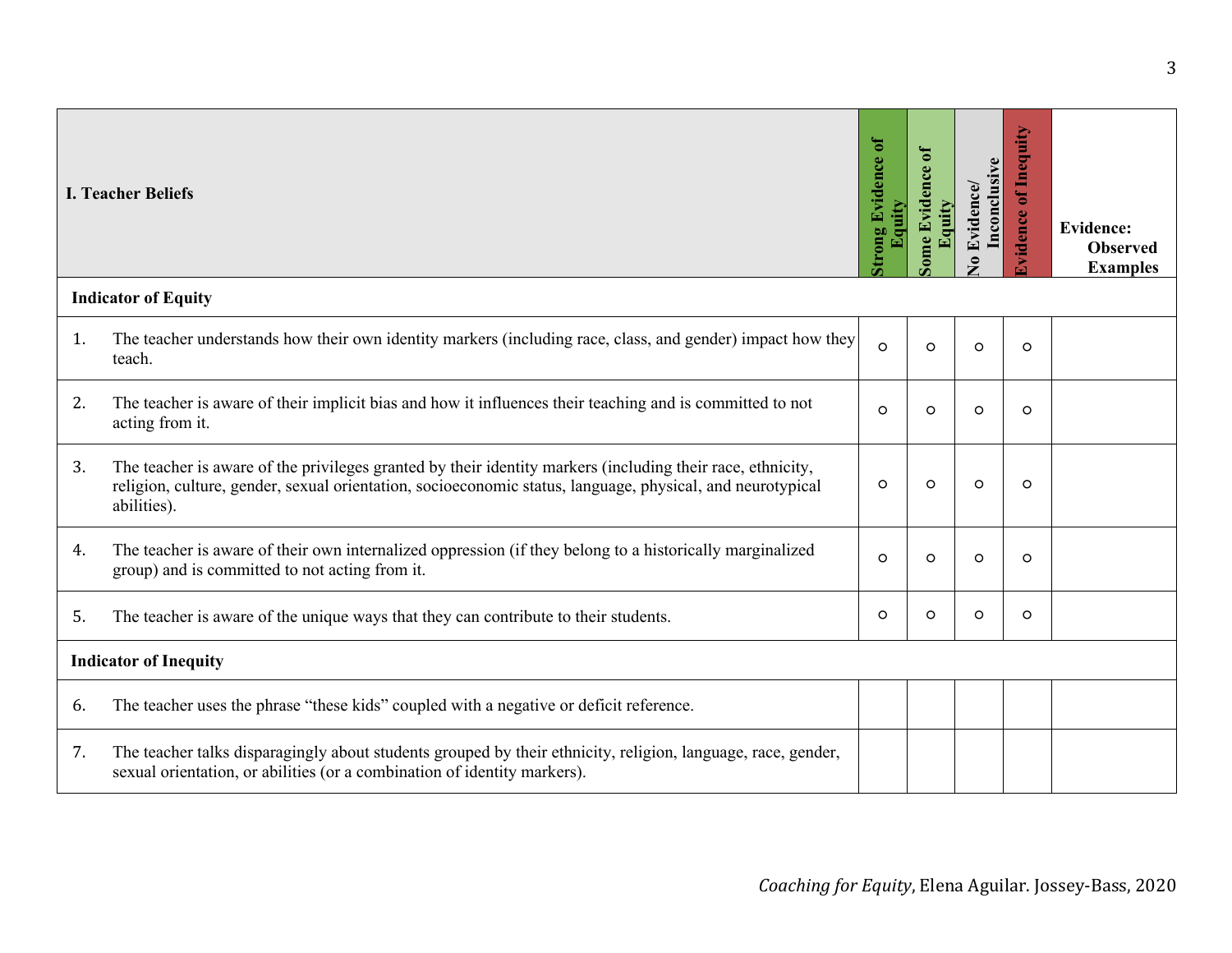| I. Teacher Beliefs | Strong Evidence of Equity | Some Evidence of Equity | No Evidence/ Inconclusive | Evidence of Inequity | Evidence: Observed Examples |
|---|---|---|---|---|---|
| **Indicator of Equity** | | | | | |
| 1. The teacher understands how their own identity markers (including race, class, and gender) impact how they teach. | ○ | ○ | ○ | ○ | |
| 2. The teacher is aware of their implicit bias and how it influences their teaching and is committed to not acting from it. | ○ | ○ | ○ | ○ | |
| 3. The teacher is aware of the privileges granted by their identity markers (including their race, ethnicity, religion, culture, gender, sexual orientation, socioeconomic status, language, physical, and neurotypical abilities). | ○ | ○ | ○ | ○ | |
| 4. The teacher is aware of their own internalized oppression (if they belong to a historically marginalized group) and is committed to not acting from it. | ○ | ○ | ○ | ○ | |
| 5. The teacher is aware of the unique ways that they can contribute to their students. | ○ | ○ | ○ | ○ | |
| **Indicator of Inequity** | | | | | |
| 6. The teacher uses the phrase "these kids" coupled with a negative or deficit reference. | | | | | |
| 7. The teacher talks disparagingly about students grouped by their ethnicity, religion, language, race, gender, sexual orientation, or abilities (or a combination of identity markers). | | | | | |

*Coaching for Equity*, Elena Aguilar. Jossey-Bass, 2020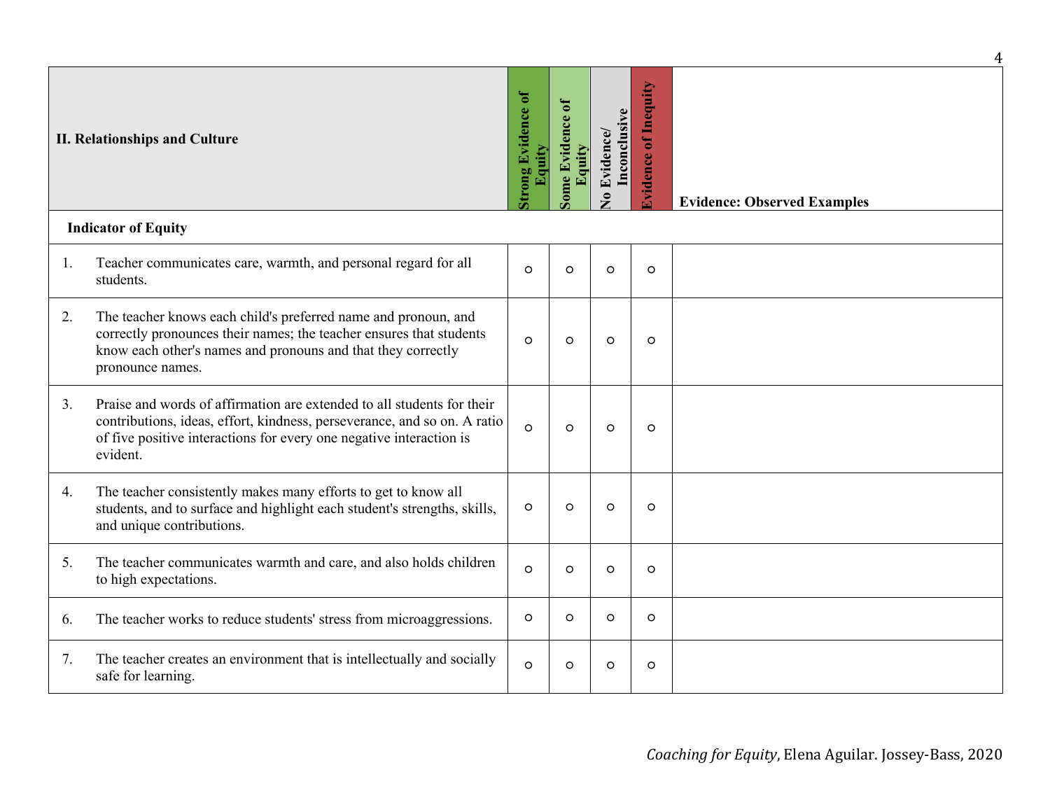| II. Relationships and Culture | Strong Evidence of Equity | Some Evidence of Equity | No Evidence/ Inconclusive | Evidence of Inequity | Evidence: Observed Examples |
|---|---|---|---|---|---|
| **Indicator of Equity** | | | | | |
| 1. Teacher communicates care, warmth, and personal regard for all students. | ○ | ○ | ○ | ○ | |
| 2. The teacher knows each child's preferred name and pronoun, and correctly pronounces their names; the teacher ensures that students know each other's names and pronouns and that they correctly pronounce names. | ○ | ○ | ○ | ○ | |
| 3. Praise and words of affirmation are extended to all students for their contributions, ideas, effort, kindness, perseverance, and so on. A ratio of five positive interactions for every one negative interaction is evident. | ○ | ○ | ○ | ○ | |
| 4. The teacher consistently makes many efforts to get to know all students, and to surface and highlight each student's strengths, skills, and unique contributions. | ○ | ○ | ○ | ○ | |
| 5. The teacher communicates warmth and care, and also holds children to high expectations. | ○ | ○ | ○ | ○ | |
| 6. The teacher works to reduce students' stress from microaggressions. | ○ | ○ | ○ | ○ | |
| 7. The teacher creates an environment that is intellectually and socially safe for learning. | ○ | ○ | ○ | ○ | |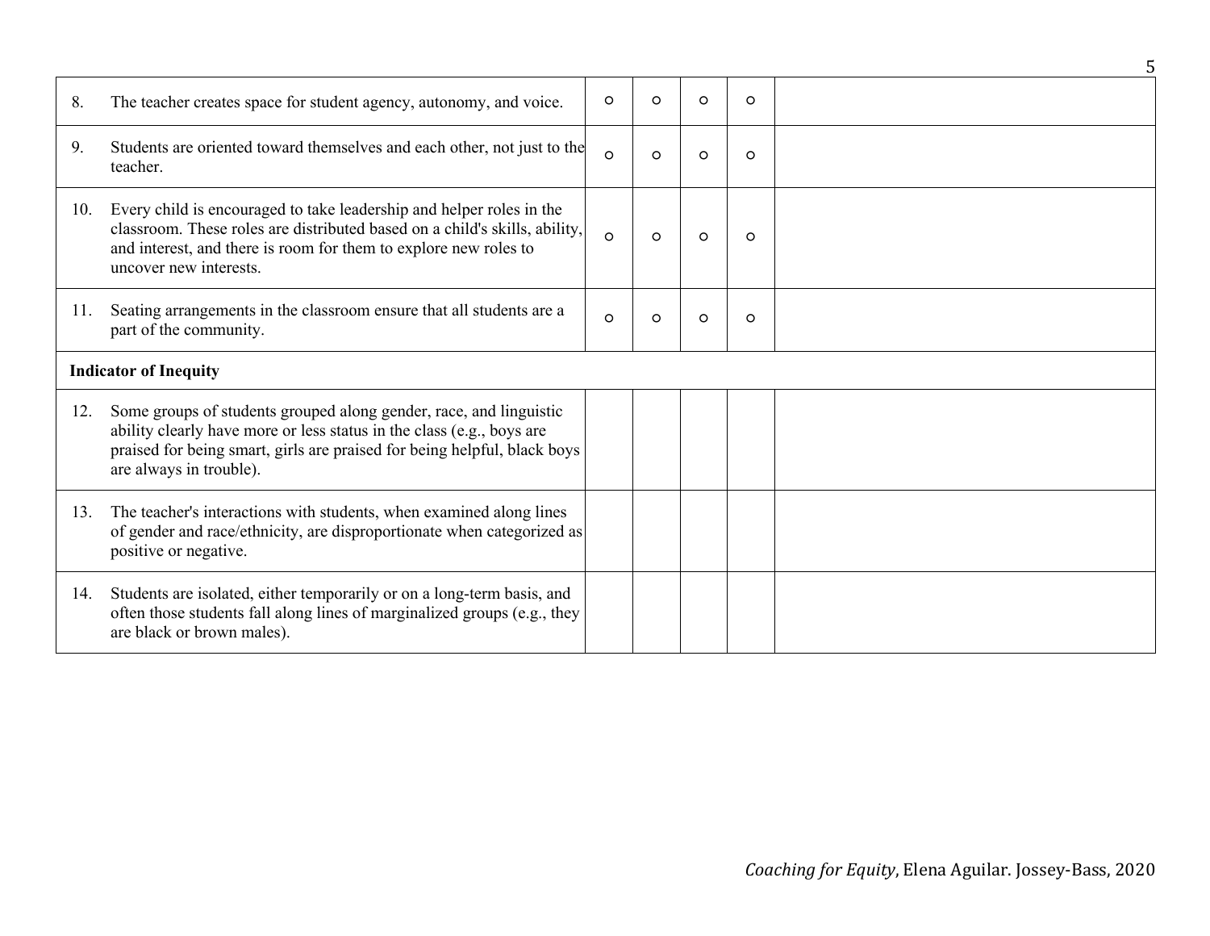| | | | | | | |
|---|---|---|---|---|---|---|
| 8. | The teacher creates space for student agency, autonomy, and voice. | ○ | ○ | ○ | ○ | |
| 9. | Students are oriented toward themselves and each other, not just to the teacher. | ○ | ○ | ○ | ○ | |
| 10. | Every child is encouraged to take leadership and helper roles in the classroom. These roles are distributed based on a child's skills, ability, and interest, and there is room for them to explore new roles to uncover new interests. | ○ | ○ | ○ | ○ | |
| 11. | Seating arrangements in the classroom ensure that all students are a part of the community. | ○ | ○ | ○ | ○ | |
| **Indicator of Inequity** | | | | | | |
| 12. | Some groups of students grouped along gender, race, and linguistic ability clearly have more or less status in the class (e.g., boys are praised for being smart, girls are praised for being helpful, black boys are always in trouble). | | | | | |
| 13. | The teacher's interactions with students, when examined along lines of gender and race/ethnicity, are disproportionate when categorized as positive or negative. | | | | | |
| 14. | Students are isolated, either temporarily or on a long-term basis, and often those students fall along lines of marginalized groups (e.g., they are black or brown males). | | | | | |

*Coaching for Equity*, Elena Aguilar. Jossey-Bass, 2020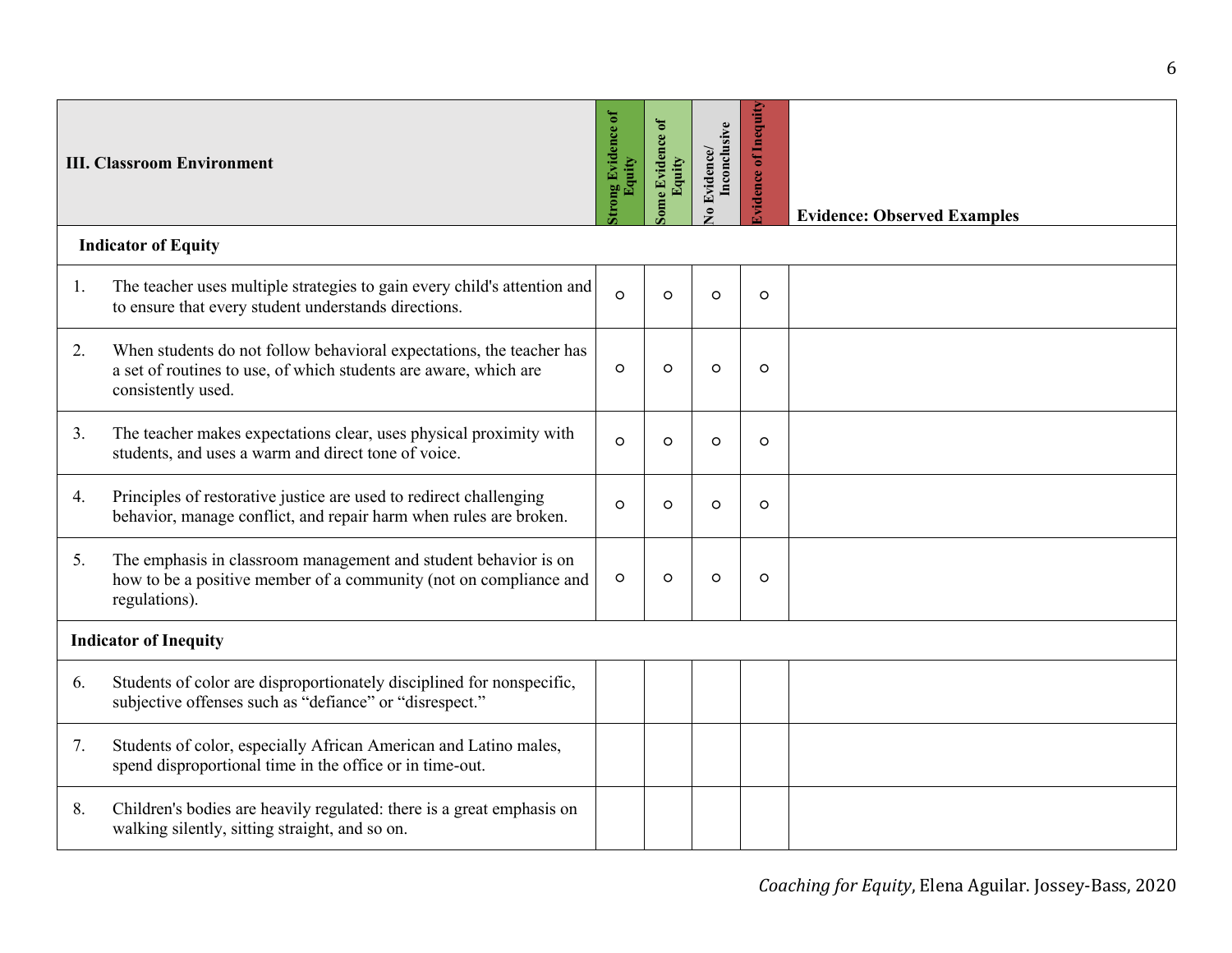| III. Classroom Environment | Strong Evidence of Equity | Some Evidence of Equity | No Evidence/ Inconclusive | Evidence of Inequity | Evidence: Observed Examples |
|---|---|---|---|---|---|
| **Indicator of Equity** | | | | | |
| 1. The teacher uses multiple strategies to gain every child's attention and to ensure that every student understands directions. | ○ | ○ | ○ | ○ | |
| 2. When students do not follow behavioral expectations, the teacher has a set of routines to use, of which students are aware, which are consistently used. | ○ | ○ | ○ | ○ | |
| 3. The teacher makes expectations clear, uses physical proximity with students, and uses a warm and direct tone of voice. | ○ | ○ | ○ | ○ | |
| 4. Principles of restorative justice are used to redirect challenging behavior, manage conflict, and repair harm when rules are broken. | ○ | ○ | ○ | ○ | |
| 5. The emphasis in classroom management and student behavior is on how to be a positive member of a community (not on compliance and regulations). | ○ | ○ | ○ | ○ | |
| **Indicator of Inequity** | | | | | |
| 6. Students of color are disproportionately disciplined for nonspecific, subjective offenses such as "defiance" or "disrespect." | | | | | |
| 7. Students of color, especially African American and Latino males, spend disproportional time in the office or in time-out. | | | | | |
| 8. Children's bodies are heavily regulated: there is a great emphasis on walking silently, sitting straight, and so on. | | | | | |

*Coaching for Equity*, Elena Aguilar. Jossey-Bass, 2020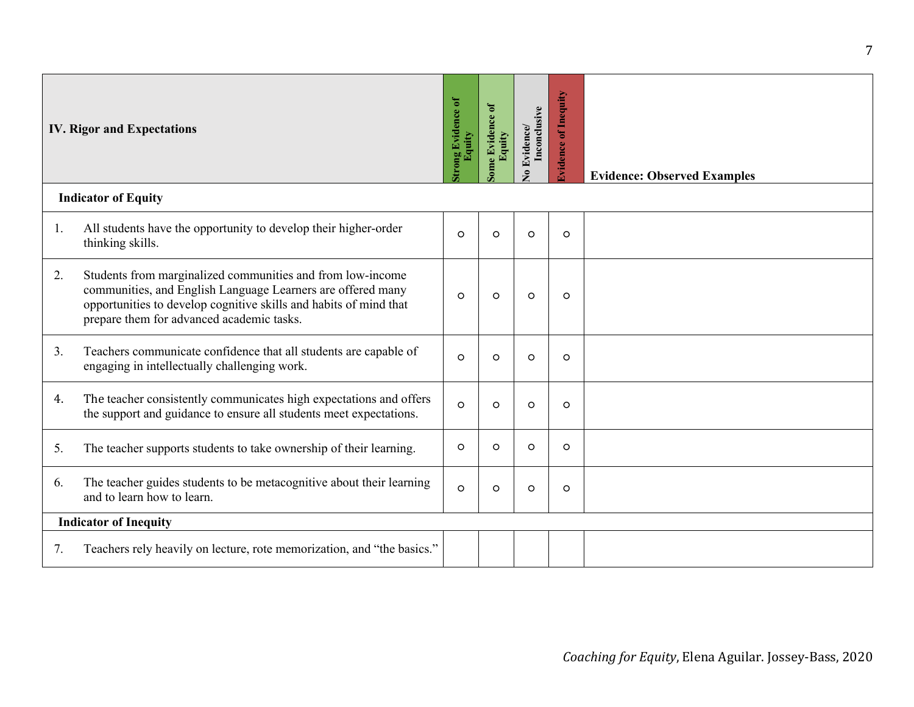| IV. Rigor and Expectations | Strong Evidence of Equity | Some Evidence of Equity | No Evidence/ Inconclusive | Evidence of Inequity | Evidence: Observed Examples |
|---|---|---|---|---|---|
| **Indicator of Equity** | | | | | |
| 1. All students have the opportunity to develop their higher-order thinking skills. | ○ | ○ | ○ | ○ | |
| 2. Students from marginalized communities and from low-income communities, and English Language Learners are offered many opportunities to develop cognitive skills and habits of mind that prepare them for advanced academic tasks. | ○ | ○ | ○ | ○ | |
| 3. Teachers communicate confidence that all students are capable of engaging in intellectually challenging work. | ○ | ○ | ○ | ○ | |
| 4. The teacher consistently communicates high expectations and offers the support and guidance to ensure all students meet expectations. | ○ | ○ | ○ | ○ | |
| 5. The teacher supports students to take ownership of their learning. | ○ | ○ | ○ | ○ | |
| 6. The teacher guides students to be metacognitive about their learning and to learn how to learn. | ○ | ○ | ○ | ○ | |
| **Indicator of Inequity** | | | | | |
| 7. Teachers rely heavily on lecture, rote memorization, and "the basics." | | | | | |

*Coaching for Equity*, Elena Aguilar. Jossey-Bass, 2020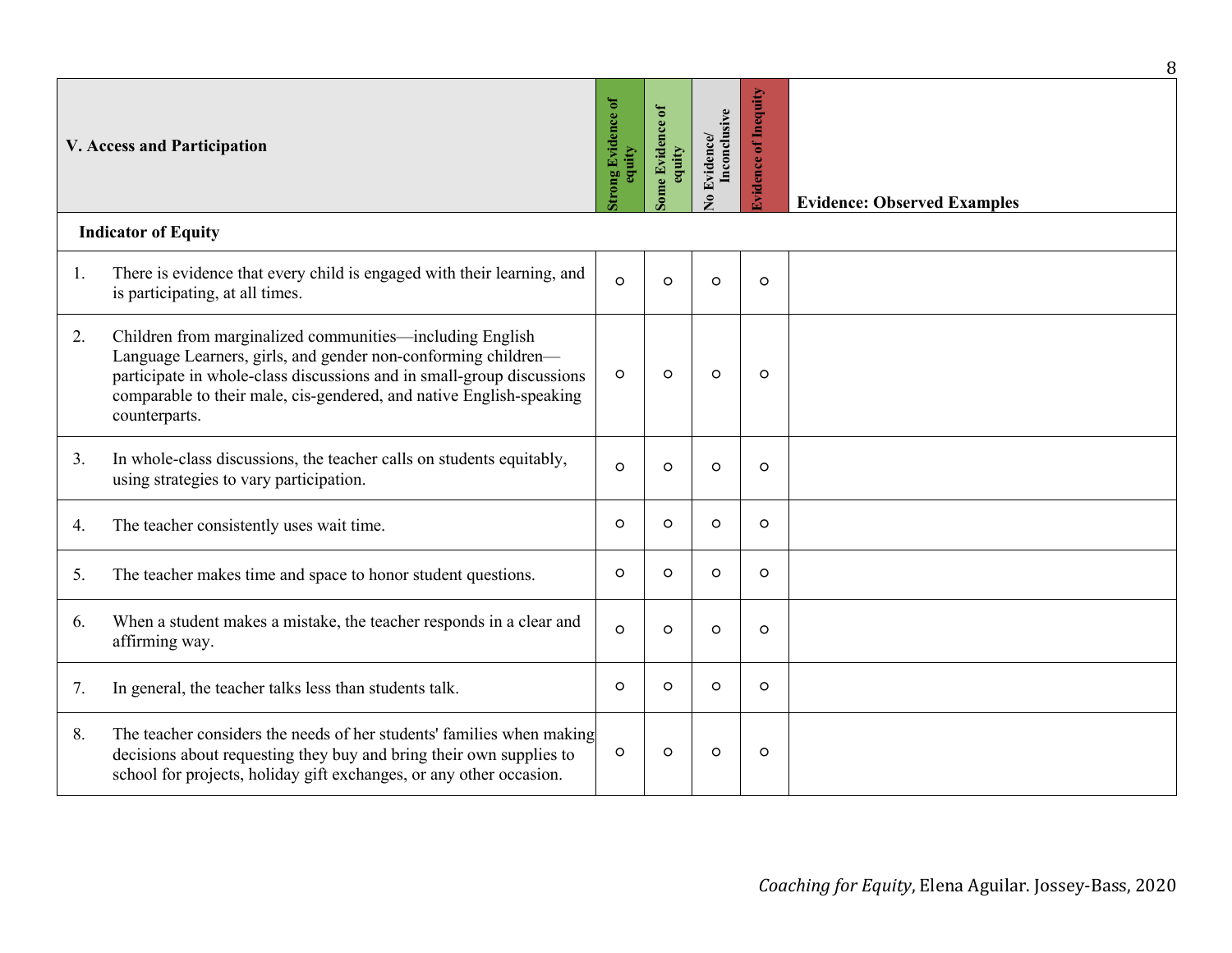| V. Access and Participation | Strong Evidence of equity | Some Evidence of equity | No Evidence/ Inconclusive | Evidence of Inequity | Evidence: Observed Examples |
|---|---|---|---|---|---|
| **Indicator of Equity** | | | | | |
| 1. There is evidence that every child is engaged with their learning, and is participating, at all times. | ○ | ○ | ○ | ○ | |
| 2. Children from marginalized communities—including English Language Learners, girls, and gender non-conforming children—participate in whole-class discussions and in small-group discussions comparable to their male, cis-gendered, and native English-speaking counterparts. | ○ | ○ | ○ | ○ | |
| 3. In whole-class discussions, the teacher calls on students equitably, using strategies to vary participation. | ○ | ○ | ○ | ○ | |
| 4. The teacher consistently uses wait time. | ○ | ○ | ○ | ○ | |
| 5. The teacher makes time and space to honor student questions. | ○ | ○ | ○ | ○ | |
| 6. When a student makes a mistake, the teacher responds in a clear and affirming way. | ○ | ○ | ○ | ○ | |
| 7. In general, the teacher talks less than students talk. | ○ | ○ | ○ | ○ | |
| 8. The teacher considers the needs of her students' families when making decisions about requesting they buy and bring their own supplies to school for projects, holiday gift exchanges, or any other occasion. | ○ | ○ | ○ | ○ | |

*Coaching for Equity*, Elena Aguilar. Jossey-Bass, 2020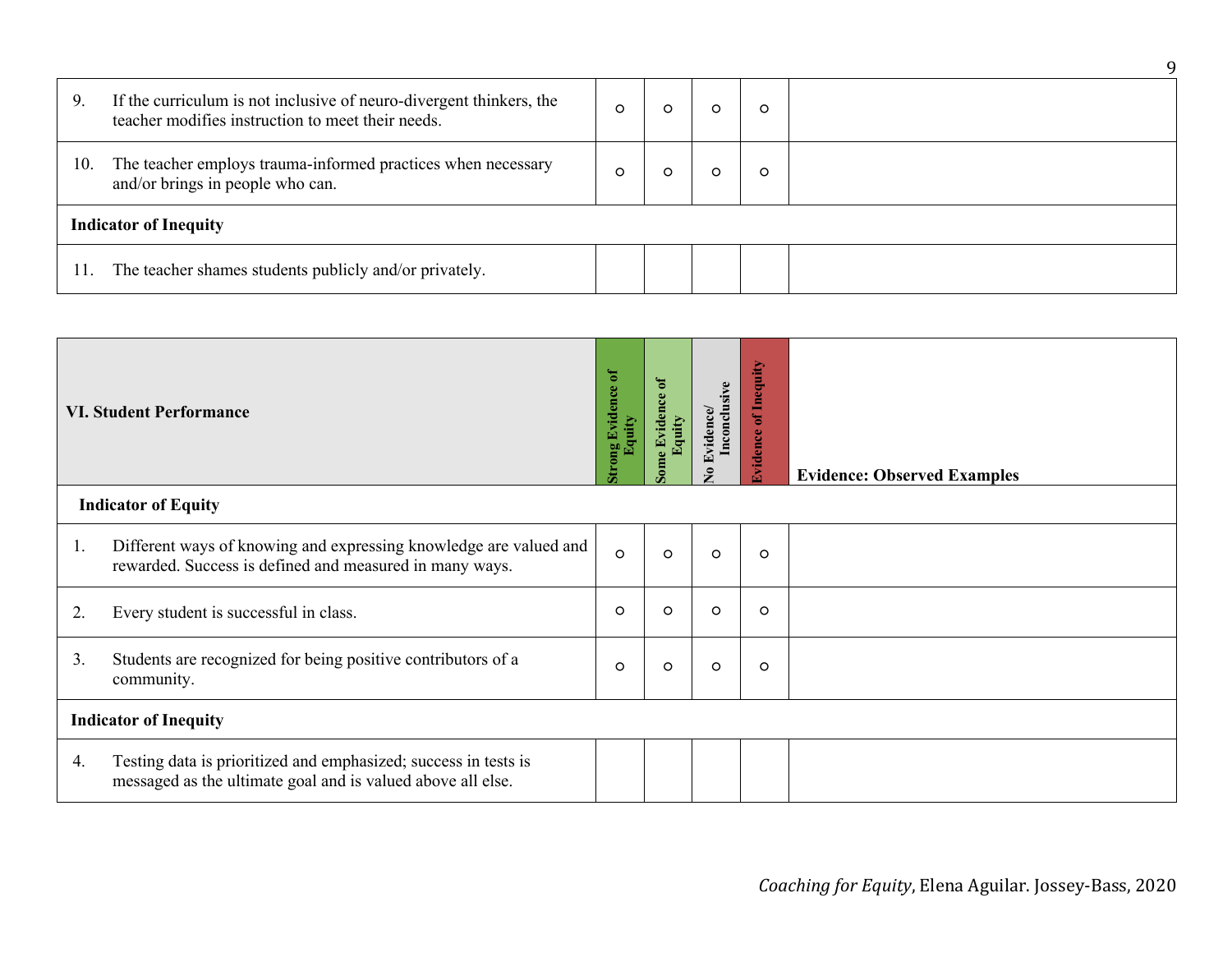| | Strong Evidence of Equity | Some Evidence of Equity | No Evidence/ Inconclusive | Evidence of Inequity | Evidence: Observed Examples |
|---|---|---|---|---|---|
| 9. If the curriculum is not inclusive of neuro-divergent thinkers, the teacher modifies instruction to meet their needs. | ○ | ○ | ○ | ○ | |
| 10. The teacher employs trauma-informed practices when necessary and/or brings in people who can. | ○ | ○ | ○ | ○ | |
| **Indicator of Inequity** | | | | | |
| 11. The teacher shames students publicly and/or privately. | | | | | |

| **VI. Student Performance** | **Strong Evidence of Equity** | **Some Evidence of Equity** | **No Evidence/ Inconclusive** | **Evidence of Inequity** | **Evidence: Observed Examples** |
|---|---|---|---|---|---|
| **Indicator of Equity** | | | | | |
| 1. Different ways of knowing and expressing knowledge are valued and rewarded. Success is defined and measured in many ways. | ○ | ○ | ○ | ○ | |
| 2. Every student is successful in class. | ○ | ○ | ○ | ○ | |
| 3. Students are recognized for being positive contributors of a community. | ○ | ○ | ○ | ○ | |
| **Indicator of Inequity** | | | | | |
| 4. Testing data is prioritized and emphasized; success in tests is messaged as the ultimate goal and is valued above all else. | | | | | |

*Coaching for Equity*, Elena Aguilar. Jossey-Bass, 2020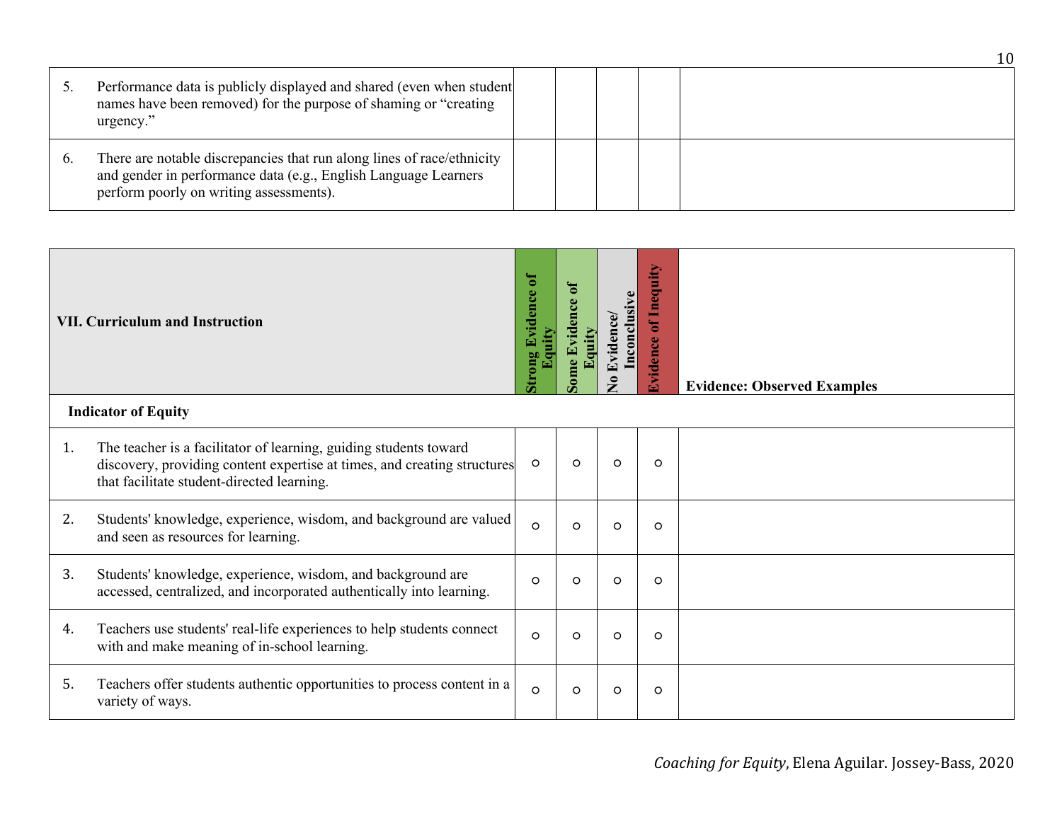| | | | | | |
|---|---|---|---|---|---|
| 5. | Performance data is publicly displayed and shared (even when student names have been removed) for the purpose of shaming or "creating urgency." | | | | |
| 6. | There are notable discrepancies that run along lines of race/ethnicity and gender in performance data (e.g., English Language Learners perform poorly on writing assessments). | | | | |

| VII. Curriculum and Instruction | Strong Evidence of Equity | Some Evidence of Equity | No Evidence/ Inconclusive | Evidence of Inequity | Evidence: Observed Examples |
|---|---|---|---|---|---|
| **Indicator of Equity** | | | | | |
| 1. The teacher is a facilitator of learning, guiding students toward discovery, providing content expertise at times, and creating structures that facilitate student-directed learning. | ○ | ○ | ○ | ○ | |
| 2. Students' knowledge, experience, wisdom, and background are valued and seen as resources for learning. | ○ | ○ | ○ | ○ | |
| 3. Students' knowledge, experience, wisdom, and background are accessed, centralized, and incorporated authentically into learning. | ○ | ○ | ○ | ○ | |
| 4. Teachers use students' real-life experiences to help students connect with and make meaning of in-school learning. | ○ | ○ | ○ | ○ | |
| 5. Teachers offer students authentic opportunities to process content in a variety of ways. | ○ | ○ | ○ | ○ | |

*Coaching for Equity*, Elena Aguilar. Jossey-Bass, 2020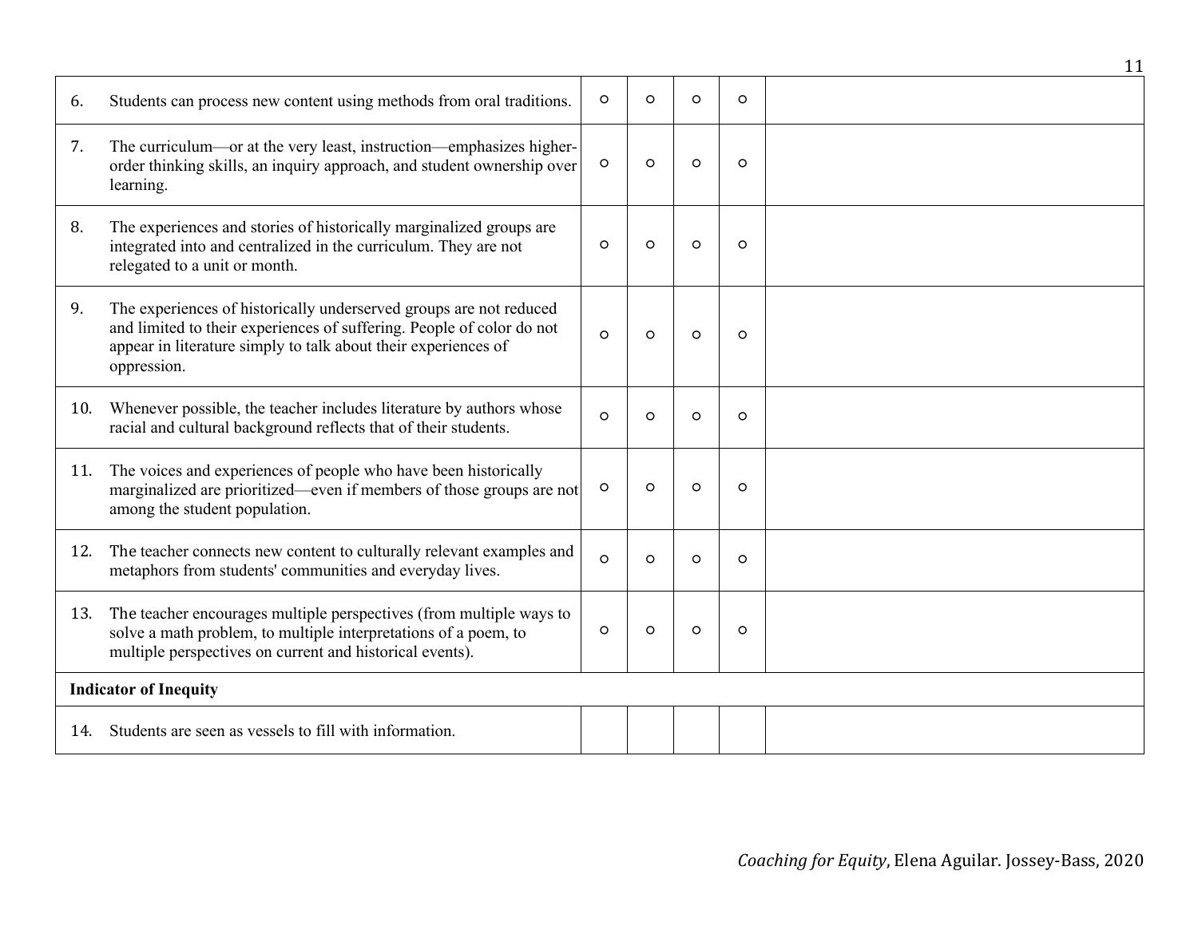| | | | | | |
|---|---|---|---|---|---|
| 6. Students can process new content using methods from oral traditions. | ○ | ○ | ○ | ○ | |
| 7. The curriculum—or at the very least, instruction—emphasizes higher-order thinking skills, an inquiry approach, and student ownership over learning. | ○ | ○ | ○ | ○ | |
| 8. The experiences and stories of historically marginalized groups are integrated into and centralized in the curriculum. They are not relegated to a unit or month. | ○ | ○ | ○ | ○ | |
| 9. The experiences of historically underserved groups are not reduced and limited to their experiences of suffering. People of color do not appear in literature simply to talk about their experiences of oppression. | ○ | ○ | ○ | ○ | |
| 10. Whenever possible, the teacher includes literature by authors whose racial and cultural background reflects that of their students. | ○ | ○ | ○ | ○ | |
| 11. The voices and experiences of people who have been historically marginalized are prioritized—even if members of those groups are not among the student population. | ○ | ○ | ○ | ○ | |
| 12. The teacher connects new content to culturally relevant examples and metaphors from students' communities and everyday lives. | ○ | ○ | ○ | ○ | |
| 13. The teacher encourages multiple perspectives (from multiple ways to solve a math problem, to multiple interpretations of a poem, to multiple perspectives on current and historical events). | ○ | ○ | ○ | ○ | |
| **Indicator of Inequity** | | | | | |
| 14. Students are seen as vessels to fill with information. | | | | | |

*Coaching for Equity*, Elena Aguilar. Jossey-Bass, 2020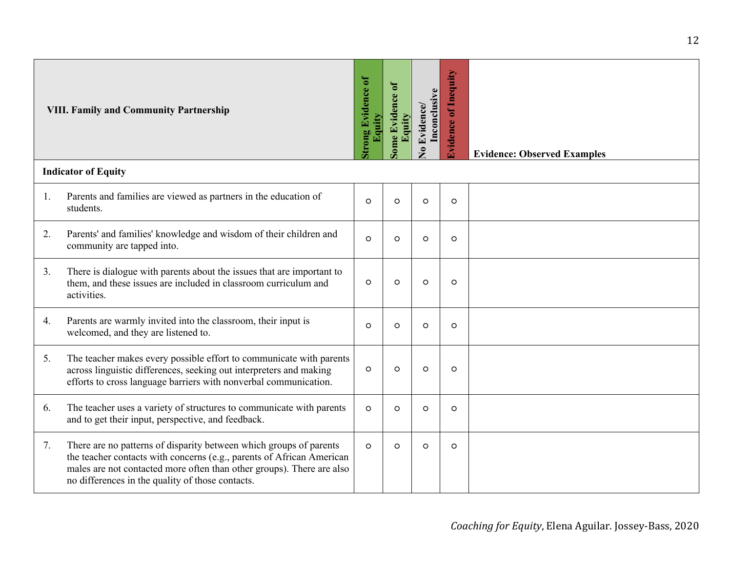| VIII. Family and Community Partnership | Strong Evidence of Equity | Some Evidence of Equity | No Evidence/ Inconclusive | Evidence of Inequity | Evidence: Observed Examples |
|---|---|---|---|---|---|
| **Indicator of Equity** | | | | | |
| 1. Parents and families are viewed as partners in the education of students. | ○ | ○ | ○ | ○ | |
| 2. Parents' and families' knowledge and wisdom of their children and community are tapped into. | ○ | ○ | ○ | ○ | |
| 3. There is dialogue with parents about the issues that are important to them, and these issues are included in classroom curriculum and activities. | ○ | ○ | ○ | ○ | |
| 4. Parents are warmly invited into the classroom, their input is welcomed, and they are listened to. | ○ | ○ | ○ | ○ | |
| 5. The teacher makes every possible effort to communicate with parents across linguistic differences, seeking out interpreters and making efforts to cross language barriers with nonverbal communication. | ○ | ○ | ○ | ○ | |
| 6. The teacher uses a variety of structures to communicate with parents and to get their input, perspective, and feedback. | ○ | ○ | ○ | ○ | |
| 7. There are no patterns of disparity between which groups of parents the teacher contacts with concerns (e.g., parents of African American males are not contacted more often than other groups). There are also no differences in the quality of those contacts. | ○ | ○ | ○ | ○ | |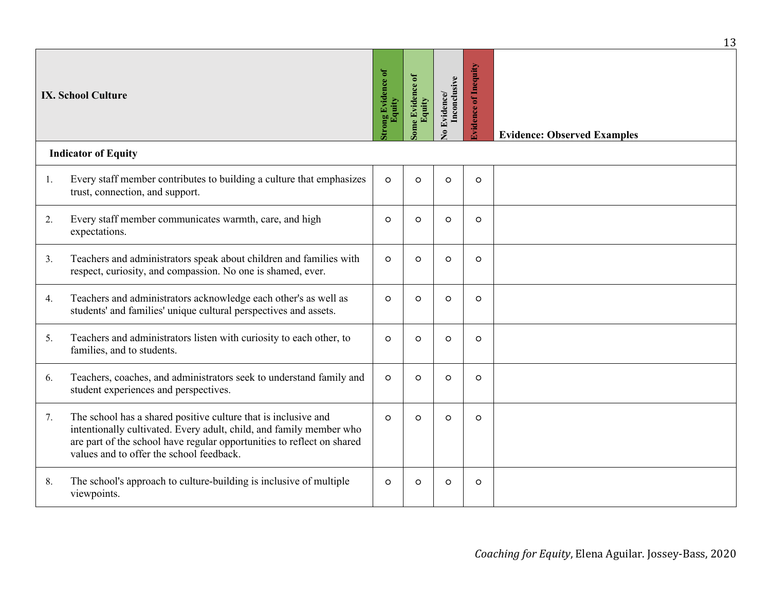| IX. School Culture | Strong Evidence of Equity | Some Evidence of Equity | No Evidence/ Inconclusive | Evidence of Inequity | Evidence: Observed Examples |
|---|---|---|---|---|---|
| **Indicator of Equity** | | | | | |
| 1. Every staff member contributes to building a culture that emphasizes trust, connection, and support. | ○ | ○ | ○ | ○ | |
| 2. Every staff member communicates warmth, care, and high expectations. | ○ | ○ | ○ | ○ | |
| 3. Teachers and administrators speak about children and families with respect, curiosity, and compassion. No one is shamed, ever. | ○ | ○ | ○ | ○ | |
| 4. Teachers and administrators acknowledge each other's as well as students' and families' unique cultural perspectives and assets. | ○ | ○ | ○ | ○ | |
| 5. Teachers and administrators listen with curiosity to each other, to families, and to students. | ○ | ○ | ○ | ○ | |
| 6. Teachers, coaches, and administrators seek to understand family and student experiences and perspectives. | ○ | ○ | ○ | ○ | |
| 7. The school has a shared positive culture that is inclusive and intentionally cultivated. Every adult, child, and family member who are part of the school have regular opportunities to reflect on shared values and to offer the school feedback. | ○ | ○ | ○ | ○ | |
| 8. The school's approach to culture-building is inclusive of multiple viewpoints. | ○ | ○ | ○ | ○ | |

*Coaching for Equity*, Elena Aguilar. Jossey-Bass, 2020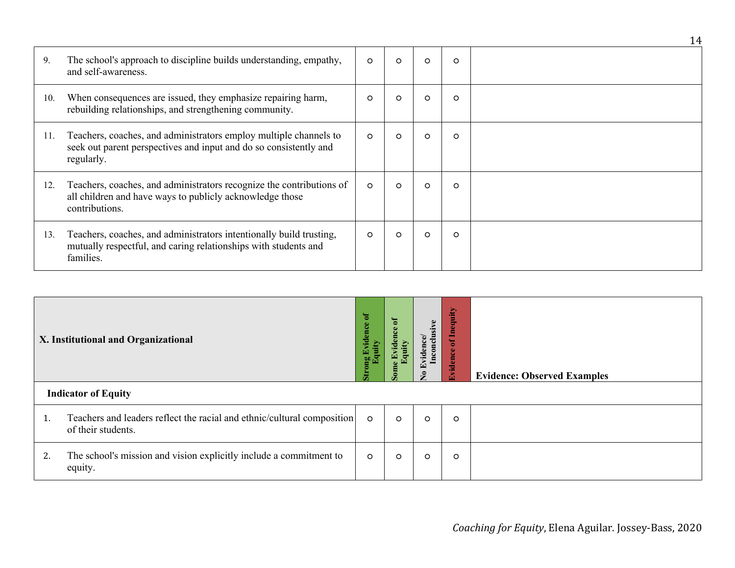| | | | | | |
|---|---|---|---|---|---|
| 9. The school's approach to discipline builds understanding, empathy, and self-awareness. | ○ | ○ | ○ | ○ | |
| 10. When consequences are issued, they emphasize repairing harm, rebuilding relationships, and strengthening community. | ○ | ○ | ○ | ○ | |
| 11. Teachers, coaches, and administrators employ multiple channels to seek out parent perspectives and input and do so consistently and regularly. | ○ | ○ | ○ | ○ | |
| 12. Teachers, coaches, and administrators recognize the contributions of all children and have ways to publicly acknowledge those contributions. | ○ | ○ | ○ | ○ | |
| 13. Teachers, coaches, and administrators intentionally build trusting, mutually respectful, and caring relationships with students and families. | ○ | ○ | ○ | ○ | |

| **X. Institutional and Organizational** | **Strong Evidence of Equity** | **Some Evidence of Equity** | **No Evidence/ Inconclusive** | **Evidence of Inequity** | **Evidence: Observed Examples** |
|---|---|---|---|---|---|
| **Indicator of Equity** | | | | | |
| 1. Teachers and leaders reflect the racial and ethnic/cultural composition of their students. | ○ | ○ | ○ | ○ | |
| 2. The school's mission and vision explicitly include a commitment to equity. | ○ | ○ | ○ | ○ | |

*Coaching for Equity*, Elena Aguilar. Jossey-Bass, 2020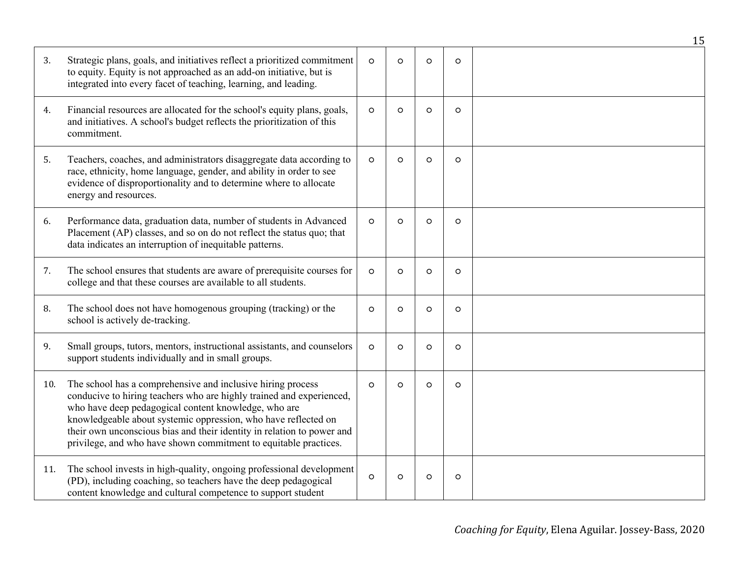| | | | | | | |
|---|---|---|---|---|---|---|
| 3. | Strategic plans, goals, and initiatives reflect a prioritized commitment to equity. Equity is not approached as an add-on initiative, but is integrated into every facet of teaching, learning, and leading. | ○ | ○ | ○ | ○ | |
| 4. | Financial resources are allocated for the school's equity plans, goals, and initiatives. A school's budget reflects the prioritization of this commitment. | ○ | ○ | ○ | ○ | |
| 5. | Teachers, coaches, and administrators disaggregate data according to race, ethnicity, home language, gender, and ability in order to see evidence of disproportionality and to determine where to allocate energy and resources. | ○ | ○ | ○ | ○ | |
| 6. | Performance data, graduation data, number of students in Advanced Placement (AP) classes, and so on do not reflect the status quo; that data indicates an interruption of inequitable patterns. | ○ | ○ | ○ | ○ | |
| 7. | The school ensures that students are aware of prerequisite courses for college and that these courses are available to all students. | ○ | ○ | ○ | ○ | |
| 8. | The school does not have homogenous grouping (tracking) or the school is actively de-tracking. | ○ | ○ | ○ | ○ | |
| 9. | Small groups, tutors, mentors, instructional assistants, and counselors support students individually and in small groups. | ○ | ○ | ○ | ○ | |
| 10. | The school has a comprehensive and inclusive hiring process conducive to hiring teachers who are highly trained and experienced, who have deep pedagogical content knowledge, who are knowledgeable about systemic oppression, who have reflected on their own unconscious bias and their identity in relation to power and privilege, and who have shown commitment to equitable practices. | ○ | ○ | ○ | ○ | |
| 11. | The school invests in high-quality, ongoing professional development (PD), including coaching, so teachers have the deep pedagogical content knowledge and cultural competence to support student | ○ | ○ | ○ | ○ | |

*Coaching for Equity*, Elena Aguilar. Jossey-Bass, 2020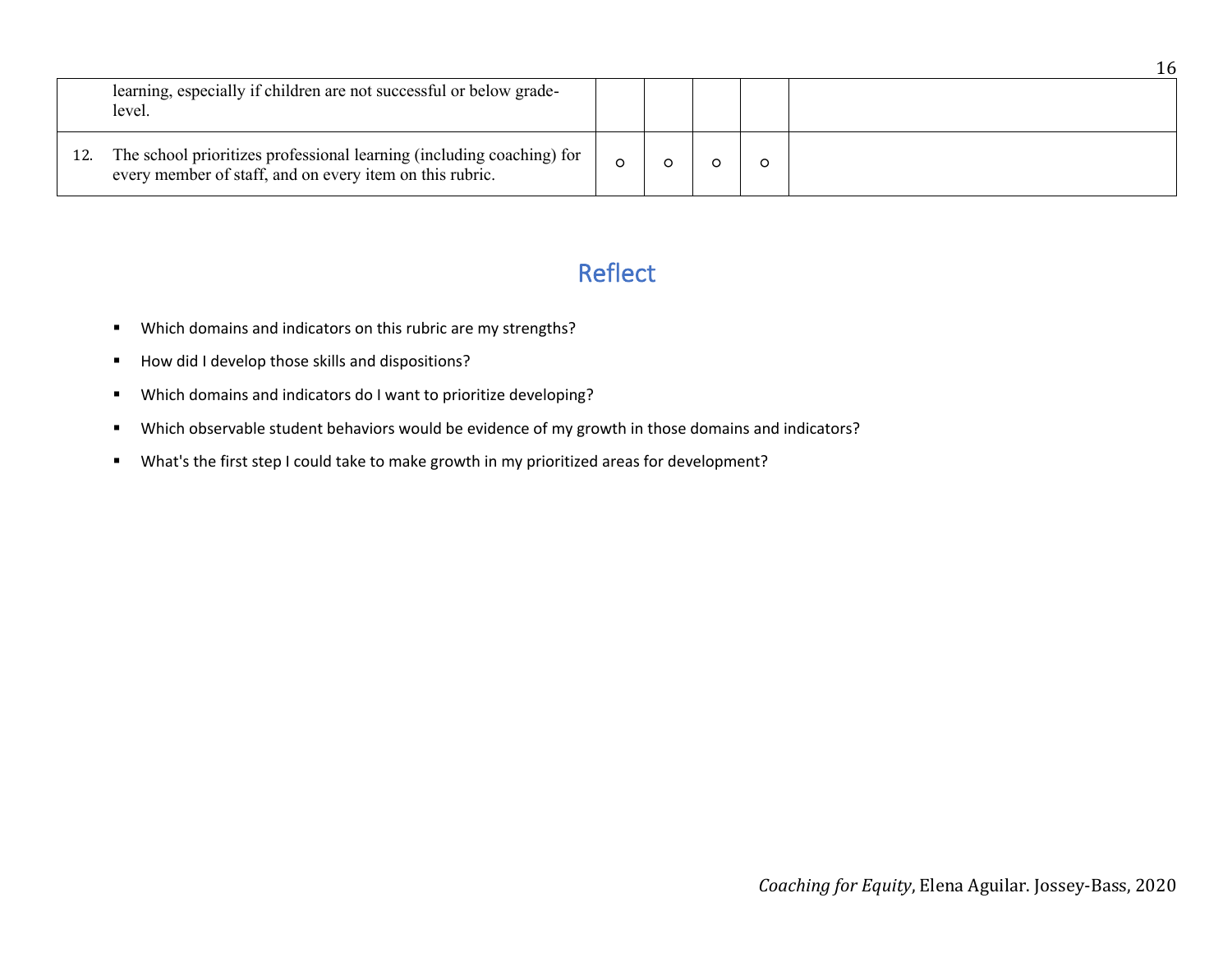| | | | | | | |
|---|---|---|---|---|---|---|
| | learning, especially if children are not successful or below grade-level. | | | | | |
| 12. | The school prioritizes professional learning (including coaching) for every member of staff, and on every item on this rubric. | ○ | ○ | ○ | ○ | |

## Reflect

- Which domains and indicators on this rubric are my strengths?
- How did I develop those skills and dispositions?
- Which domains and indicators do I want to prioritize developing?
- Which observable student behaviors would be evidence of my growth in those domains and indicators?
- What's the first step I could take to make growth in my prioritized areas for development?

*Coaching for Equity*, Elena Aguilar. Jossey-Bass, 2020